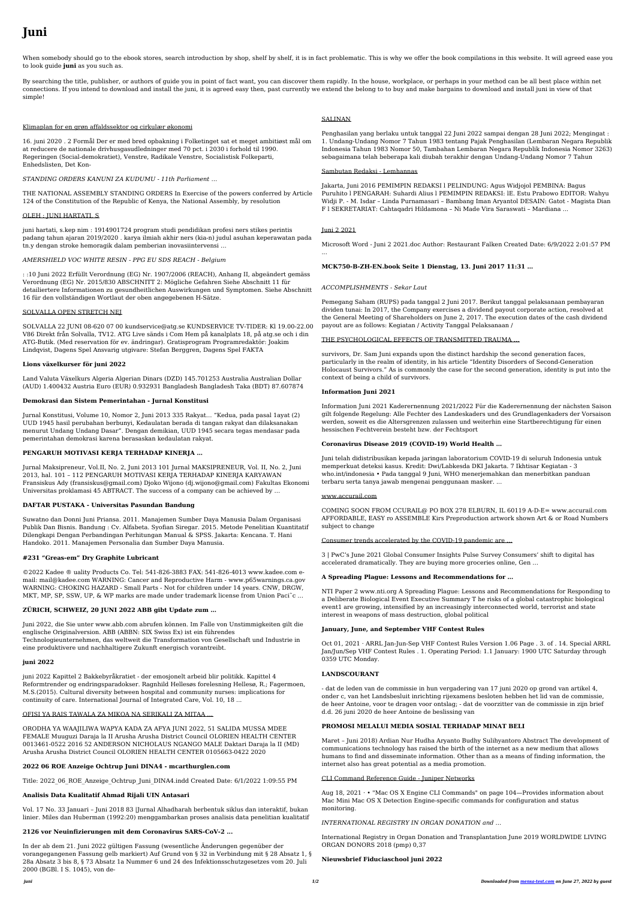# Juni

When somebody should go to the ebook stores, search introduction by shop, shelf by shelf, it is in fact problematic. This is why we offer the book compilations in this website. It will agreed ease you to look guide **juni** as you such as.

By searching the title, publisher, or authors of guide you in point of fact want, you can discover them rapidly. In the house, workplace, or perhaps in your method can be all best place within net connections. If you intend to download and install the juni, it is agreed easy then, past currently we extend the belong to to buy and make bargains to download and install juni in view of that simple!

Klimaplan for en grøn affaldssektor og cirkulær økonomi

16. juni 2020 . 2 Formål Der er med bred opbakning i Folketinget sat et meget ambitiøst mål om at reducere de nationale drivhusgasudledninger med 70 pct. i 2030 i forhold til 1990. Regeringen (Social-demokratiet), Venstre, Radikale Venstre, Socialistisk Folkeparti, Enhedslisten, Det Kon-

*STANDING ORDERS KANUNI ZA KUDUMU - 11th Parliament …*

THE NATIONAL ASSEMBLY STANDING ORDERS In Exercise of the powers conferred by Article 124 of the Constitution of the Republic of Kenya, the National Assembly, by resolution

OLEH : JUNI HARTATI, S

juni hartati, s.kep nim : 1914901724 program studi pendidikan profesi ners stikes perintis padang tahun ajaran 2019/2020 . karya ilmiah akhir ners (kia-n) judul asuhan keperawatan pada tn.y dengan stroke hemoragik dalam pemberian inovasiintervensi …

*AMERSHIELD VOC WHITE RESIN - PPG EU SDS REACH - Belgium*

: :10 Juni 2022 Erfüllt Verordnung (EG) Nr. 1907/2006 (REACH), Anhang II, abgeändert gemäss Verordnung (EG) Nr. 2015/830 ABSCHNITT 2: Mögliche Gefahren Siehe Abschnitt 11 für detailliertere Informationen zu gesundheitlichen Auswirkungen und Symptomen. Siehe Abschnitt 16 für den vollständigen Wortlaut der oben angegebenen H-Sätze.

SOLVALLA OPEN STRETCH NEJ

SOLVALLA 22 JUNI 08-620 07 00 kundservice@atg.se KUNDSERVICE TV-TIDER: Kl 19.00-22.00 V86 Direkt från Solvalla, TV12. ATG Live sänds i Com Hem på kanalplats 18, på atg.se och i din ATG-Butik. (Med reservation för ev. ändringar). Gratisprogram Programredaktör: Joakim Lindqvist, Dagens Spel Ansvarig utgivare: Stefan Berggren, Dagens Spel FAKTA

**Lions växelkurser för juni 2022**

Land Valuta Växelkurs Algeria Algerian Dinars (DZD) 145.701253 Australia Australian Dollar (AUD) 1.400432 Austria Euro (EUR) 0.932931 Bangladesh Bangladesh Taka (BDT) 87.607874

**Demokrasi dan Sistem Pemerintahan - Jurnal Konstitusi**

Jurnal Konstitusi, Volume 10, Nomor 2, Juni 2013 335 Rakyat… "Kedua, pada pasal 1ayat (2) UUD 1945 hasil perubahan berbunyi, Kedaulatan berada di tangan rakyat dan dilaksanakan menurut Undang Undang Dasar". Dengan demikian, UUD 1945 secara tegas mendasar pada pemerintahan demokrasi karena berasaskan kedaulatan rakyat.

**PENGARUH MOTIVASI KERJA TERHADAP KINERJA …**

Jurnal Maksipreneur, Vol.II, No. 2, Juni 2013 101 Jurnal MAKSIPRENEUR, Vol. II, No. 2, Juni 2013, hal. 101 – 112 PENGARUH MOTIVASI KERJA TERHADAP KINERJA KARYAWAN Fransiskus Ady (fransiskus@gmail.com) Djoko Wijono (dj.wijono@gmail.com) Fakultas Ekonomi Universitas proklamasi 45 ABTRACT. The success of a company can be achieved by …

**DAFTAR PUSTAKA - Universitas Pasundan Bandung**

Suwatno dan Donni Juni Priansa. 2011. Manajemen Sumber Daya Manusia Dalam Organisasi Publik Dan Bisnis. Bandung : Cv. Alfabeta. Syofian Siregar. 2015. Metode Penelitian Kuantitatif Dilengkapi Dengan Perbandingan Perhitungan Manual & SPSS. Jakarta: Kencana. T. Hani Handoko. 2011. Manajemen Personalia dan Sumber Daya Manusia.

**#231 "Greas-em" Dry Graphite Lubricant**

©2022 Kadee ® uality Products Co. Tel: 541-826-3883 FAX: 541-826-4013 www.kadee.com e-mail: mail@kadee.com WARNING: Cancer and Reproductive Harm - www.p65warnings.ca.gov WARNING: CHOKING HAZARD - Small Parts - Not for children under 14 years. CNW, DRGW, MKT, MP, SP, SSW, UP, & WP marks are under trademark license from Union Paci˜c …

**ZÜRICH, SCHWEIZ, 20 JUNI 2022 ABB gibt Update zum …**

Juni 2022, die Sie unter www.abb.com abrufen können. Im Falle von Unstimmigkeiten gilt die englische Originalversion. ABB (ABBN: SIX Swiss Ex) ist ein führendes Technologieunternehmen, das weltweit die Transformation von Gesellschaft und Industrie in eine produktivere und nachhaltigere Zukunft energisch vorantreibt.

**juni 2022**

juni 2022 Kapittel 2 Bakkebyråkratiet - der emosjonelt arbeid blir politikk. Kapittel 4 Reformtrender og endringsparadokser. Ragnhild Hellesøs forelesning Hellesø, R.; Fagermoen, M.S.(2015). Cultural diversity between hospital and community nurses: implications for continuity of care. International Journal of Integrated Care, Vol. 10, 18 …

OFISI YA RAIS TAWALA ZA MIKOA NA SERIKALI ZA MITAA …

ORODHA YA WAAJILIWA WAPYA KADA ZA AFYA JUNI 2022, 51 SALIDA MUSSA MDEE FEMALE Muuguzi Daraja la II Arusha Arusha District Council OLORIEN HEALTH CENTER 0013461-0522 2016 52 ANDERSON NICHOLAUS NGANGO MALE Daktari Daraja la II (MD) Arusha Arusha District Council OLORIEN HEALTH CENTER 0105663-0422 2020

**2022 06 ROE Anzeige Ochtrup Juni DINA4 - mcarthurglen.com**

Title: 2022_06_ROE_Anzeige_Ochtrup_Juni_DINA4.indd Created Date: 6/1/2022 1:09:55 PM

**Analisis Data Kualitatif Ahmad Rijali UIN Antasari**

Vol. 17 No. 33 Januari – Juni 2018 83 [Jurnal Alhadharah berbentuk siklus dan interaktif, bukan linier. Miles dan Huberman (1992:20) menggambarkan proses analisis data penelitian kualitatif

**2126 vor Neuinfizierungen mit dem Coronavirus SARS-CoV-2 …**

In der ab dem 21. Juni 2022 gültigen Fassung (wesentliche Änderungen gegenüber der vorangegangenen Fassung gelb markiert) Auf Grund von § 32 in Verbindung mit § 28 Absatz 1, § 28a Absatz 3 bis 8, § 73 Absatz 1a Nummer 6 und 24 des Infektionsschutzgesetzes vom 20. Juli 2000 (BGBl. I S. 1045), von de-

SALINAN

Penghasilan yang berlaku untuk tanggal 22 Juni 2022 sampai dengan 28 Juni 2022; Mengingat : 1. Undang-Undang Nomor 7 Tahun 1983 tentang Pajak Penghasilan (Lembaran Negara Republik Indonesia Tahun 1983 Nomor 50, Tambahan Lembaran Negara Republik Indonesia Nomor 3263) sebagaimana telah beberapa kali diubah terakhir dengan Undang-Undang Nomor 7 Tahun

Sambutan Redaksi - Lemhannas

Jakarta, Juni 2016 PEMIMPIN REDAKSI l PELINDUNG: Agus Widjojol PEMBINA: Bagus Puruhito l PENGARAH: Suhardi Alius l PEMIMPIN REDAKSI: lE. Estu Prabowo EDITOR: Wahyu Widji P. - M. Isdar – Linda Purnamasari – Bambang Iman Aryantol DESAIN: Gatot - Magista Dian F l SEKRETARIAT: Cahtaqadri Hildamona – Ni Made Vira Saraswati – Mardiana …

Juni 2 2021

Microsoft Word - Juni 2 2021.doc Author: Restaurant Falken Created Date: 6/9/2022 2:01:57 PM …

**MCK750-B-ZH-EN.book Seite 1 Dienstag, 13. Juni 2017 11:31 …**

*ACCOMPLISHMENTS - Sekar Laut*

Pemegang Saham (RUPS) pada tanggal 2 Juni 2017. Berikut tanggal pelaksanaan pembayaran dividen tunai: In 2017, the Company exercises a dividend payout corporate action, resolved at the General Meeting of Shareholders on June 2, 2017. The execution dates of the cash dividend payout are as follows: Kegiatan / Activity Tanggal Pelaksanaan /

THE PSYCHOLOGICAL EFFECTS OF TRANSMITTED TRAUMA …

survivors, Dr. Sam Juni expands upon the distinct hardship the second generation faces, particularly in the realm of identity, in his article "Identity Disorders of Second-Generation Holocaust Survivors." As is commonly the case for the second generation, identity is put into the context of being a child of survivors.

**Information Juni 2021**

Information Juni 2021 Kaderernennung 2021/2022 Für die Kaderernennung der nächsten Saison gilt folgende Regelung: Alle Fechter des Landeskaders und des Grundlagenkaders der Vorsaison werden, soweit es die Altersgrenzen zulassen und weiterhin eine Startberechtigung für einen hessischen Fechtverein besteht bzw. der Fechtsport

**Coronavirus Disease 2019 (COVID-19) World Health …**

Juni telah didistribusikan kepada jaringan laboratorium COVID-19 di seluruh Indonesia untuk memperkuat deteksi kasus. Kredit: Dwi/Labkesda DKI Jakarta. 7 Ikhtisar Kegiatan - 3 who.int/indonesia • Pada tanggal 9 Juni, WHO menerjemahkan dan menerbitkan panduan terbaru serta tanya jawab mengenai penggunaan masker. …

www.accurail.com

COMING SOON FROM CCURAIL@ PO BOX 278 ELBURN, IL 60119 A-D-E= www.accurail.com AFFORDABLE, EASY ro ASSEMBLE Kirs Preproduction artwork shown Art & or Road Numbers subject to change

Consumer trends accelerated by the COVID-19 pandemic are …

3 | PwC's June 2021 Global Consumer Insights Pulse Survey Consumers' shift to digital has accelerated dramatically. They are buying more groceries online, Gen …

**A Spreading Plague: Lessons and Recommendations for …**

NTI Paper 2 www.nti.org A Spreading Plague: Lessons and Recommendations for Responding to a Deliberate Biological Event Executive Summary T he risks of a global catastrophic biological event1 are growing, intensified by an increasingly interconnected world, terrorist and state interest in weapons of mass destruction, global political

**January, June, and September VHF Contest Rules**

Oct 01, 2021 · ARRL Jan-Jun-Sep VHF Contest Rules Version 1.06 Page . 3. of . 14. Special ARRL Jan/Jun/Sep VHF Contest Rules . 1. Operating Period: 1.1 January: 1900 UTC Saturday through 0359 UTC Monday.

**LANDSCOURANT**

- dat de leden van de commissie in hun vergadering van 17 juni 2020 op grond van artikel 4, onder c, van het Landsbesluit inrichting rijexamens besloten hebben het lid van de commissie, de heer Antoine, voor te dragen voor ontslag; - dat de voorzitter van de commissie in zijn brief d.d. 26 juni 2020 de heer Antoine de beslissing van

**PROMOSI MELALUI MEDIA SOSIAL TERHADAP MINAT BELI**

Maret – Juni 2018) Ardian Nur Hudha Aryanto Budhy Sulihyantoro Abstract The development of communications technology has raised the birth of the internet as a new medium that allows humans to find and disseminate information. Other than as a means of finding information, the internet also has great potential as a media promotion.

CLI Command Reference Guide - Juniper Networks

Aug 18, 2021 · • "Mac OS X Engine CLI Commands" on page 104—Provides information about Mac Mini Mac OS X Detection Engine-specific commands for configuration and status monitoring.

*INTERNATIONAL REGISTRY IN ORGAN DONATION and …*

International Registry in Organ Donation and Transplantation June 2019 WORLDWIDE LIVING ORGAN DONORS 2018 (pmp) 0,37

**Nieuwsbrief Fiduciaschool juni 2022**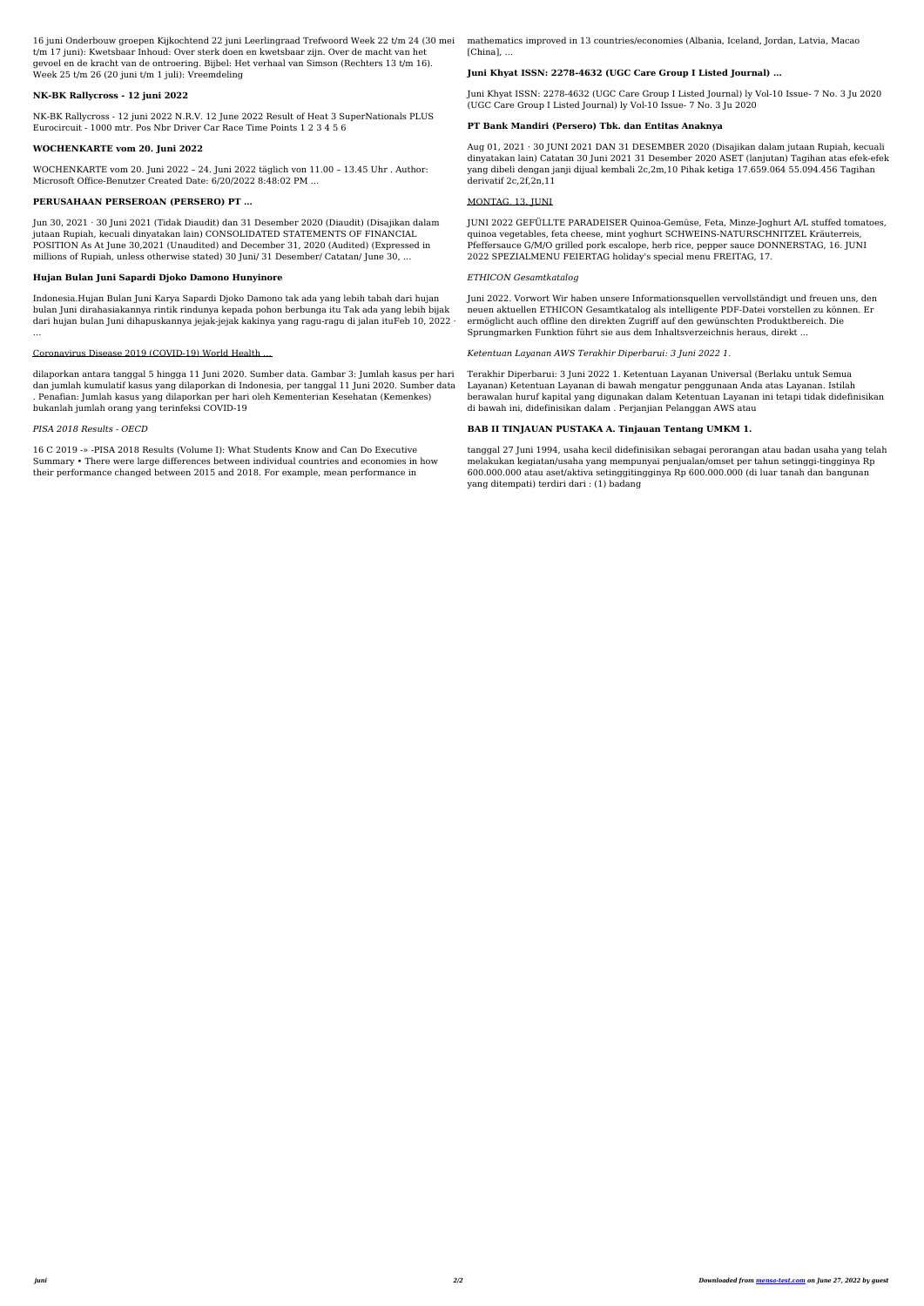16 juni Onderbouw groepen Kijkochtend 22 juni Leerlingraad Trefwoord Week 22 t/m 24 (30 mei t/m 17 juni): Kwetsbaar Inhoud: Over sterk doen en kwetsbaar zijn. Over de macht van het gevoel en de kracht van de ontroering. Bijbel: Het verhaal van Simson (Rechters 13 t/m 16). Week 25 t/m 26 (20 juni t/m 1 juli): Vreemdeling

**NK-BK Rallycross - 12 juni 2022**

NK-BK Rallycross - 12 juni 2022 N.R.V. 12 June 2022 Result of Heat 3 SuperNationals PLUS Eurocircuit - 1000 mtr. Pos Nbr Driver Car Race Time Points 1 2 3 4 5 6

**WOCHENKARTE vom 20. Juni 2022**

WOCHENKARTE vom 20. Juni 2022 – 24. Juni 2022 täglich von 11.00 – 13.45 Uhr . Author: Microsoft Office-Benutzer Created Date: 6/20/2022 8:48:02 PM ...

**PERUSAHAAN PERSEROAN (PERSERO) PT ...**

Jun 30, 2021 · 30 Juni 2021 (Tidak Diaudit) dan 31 Desember 2020 (Diaudit) (Disajikan dalam jutaan Rupiah, kecuali dinyatakan lain) CONSOLIDATED STATEMENTS OF FINANCIAL POSITION As At June 30,2021 (Unaudited) and December 31, 2020 (Audited) (Expressed in millions of Rupiah, unless otherwise stated) 30 Juni/ 31 Desember/ Catatan/ June 30, ...

**Hujan Bulan Juni Sapardi Djoko Damono Hunyinore**

Indonesia.Hujan Bulan Juni Karya Sapardi Djoko Damono tak ada yang lebih tabah dari hujan bulan Juni dirahasiakannya rintik rindunya kepada pohon berbunga itu Tak ada yang lebih bijak dari hujan bulan Juni dihapuskannya jejak-jejak kakinya yang ragu-ragu di jalan ituFeb 10, 2022 · ...

Coronavirus Disease 2019 (COVID-19) World Health ...

dilaporkan antara tanggal 5 hingga 11 Juni 2020. Sumber data. Gambar 3: Jumlah kasus per hari dan jumlah kumulatif kasus yang dilaporkan di Indonesia, per tanggal 11 Juni 2020. Sumber data . Penafian: Jumlah kasus yang dilaporkan per hari oleh Kementerian Kesehatan (Kemenkes) bukanlah jumlah orang yang terinfeksi COVID-19

*PISA 2018 Results - OECD*

16 C 2019 -» -PISA 2018 Results (Volume I): What Students Know and Can Do Executive Summary • There were large differences between individual countries and economies in how their performance changed between 2015 and 2018. For example, mean performance in mathematics improved in 13 countries/economies (Albania, Iceland, Jordan, Latvia, Macao [China], ...

**Juni Khyat ISSN: 2278-4632 (UGC Care Group I Listed Journal) ...**

Juni Khyat ISSN: 2278-4632 (UGC Care Group I Listed Journal) ly Vol-10 Issue- 7 No. 3 Ju 2020 (UGC Care Group I Listed Journal) ly Vol-10 Issue- 7 No. 3 Ju 2020

**PT Bank Mandiri (Persero) Tbk. dan Entitas Anaknya**

Aug 01, 2021 · 30 JUNI 2021 DAN 31 DESEMBER 2020 (Disajikan dalam jutaan Rupiah, kecuali dinyatakan lain) Catatan 30 Juni 2021 31 Desember 2020 ASET (lanjutan) Tagihan atas efek-efek yang dibeli dengan janji dijual kembali 2c,2m,10 Pihak ketiga 17.659.064 55.094.456 Tagihan derivatif 2c,2f,2n,11

MONTAG, 13. JUNI

JUNI 2022 GEFÜLLTE PARADEISER Quinoa-Gemüse, Feta, Minze-Joghurt A/L stuffed tomatoes, quinoa vegetables, feta cheese, mint yoghurt SCHWEINS-NATURSCHNITZEL Kräuterreis, Pfeffersauce G/M/O grilled pork escalope, herb rice, pepper sauce DONNERSTAG, 16. JUNI 2022 SPEZIALMENU FEIERTAG holiday's special menu FREITAG, 17.

*ETHICON Gesamtkatalog*

Juni 2022. Vorwort Wir haben unsere Informationsquellen vervollständigt und freuen uns, den neuen aktuellen ETHICON Gesamtkatalog als intelligente PDF-Datei vorstellen zu können. Er ermöglicht auch offline den direkten Zugriff auf den gewünschten Produktbereich. Die Sprungmarken Funktion führt sie aus dem Inhaltsverzeichnis heraus, direkt ...

*Ketentuan Layanan AWS Terakhir Diperbarui: 3 Juni 2022 1.*

Terakhir Diperbarui: 3 Juni 2022 1. Ketentuan Layanan Universal (Berlaku untuk Semua Layanan) Ketentuan Layanan di bawah mengatur penggunaan Anda atas Layanan. Istilah berawalan huruf kapital yang digunakan dalam Ketentuan Layanan ini tetapi tidak didefinisikan di bawah ini, didefinisikan dalam . Perjanjian Pelanggan AWS atau

**BAB II TINJAUAN PUSTAKA A. Tinjauan Tentang UMKM 1.**

tanggal 27 Juni 1994, usaha kecil didefinisikan sebagai perorangan atau badan usaha yang telah melakukan kegiatan/usaha yang mempunyai penjualan/omset per tahun setinggi-tingginya Rp 600.000.000 atau aset/aktiva setinggitingginya Rp 600.000.000 (di luar tanah dan bangunan yang ditempati) terdiri dari : (1) badang